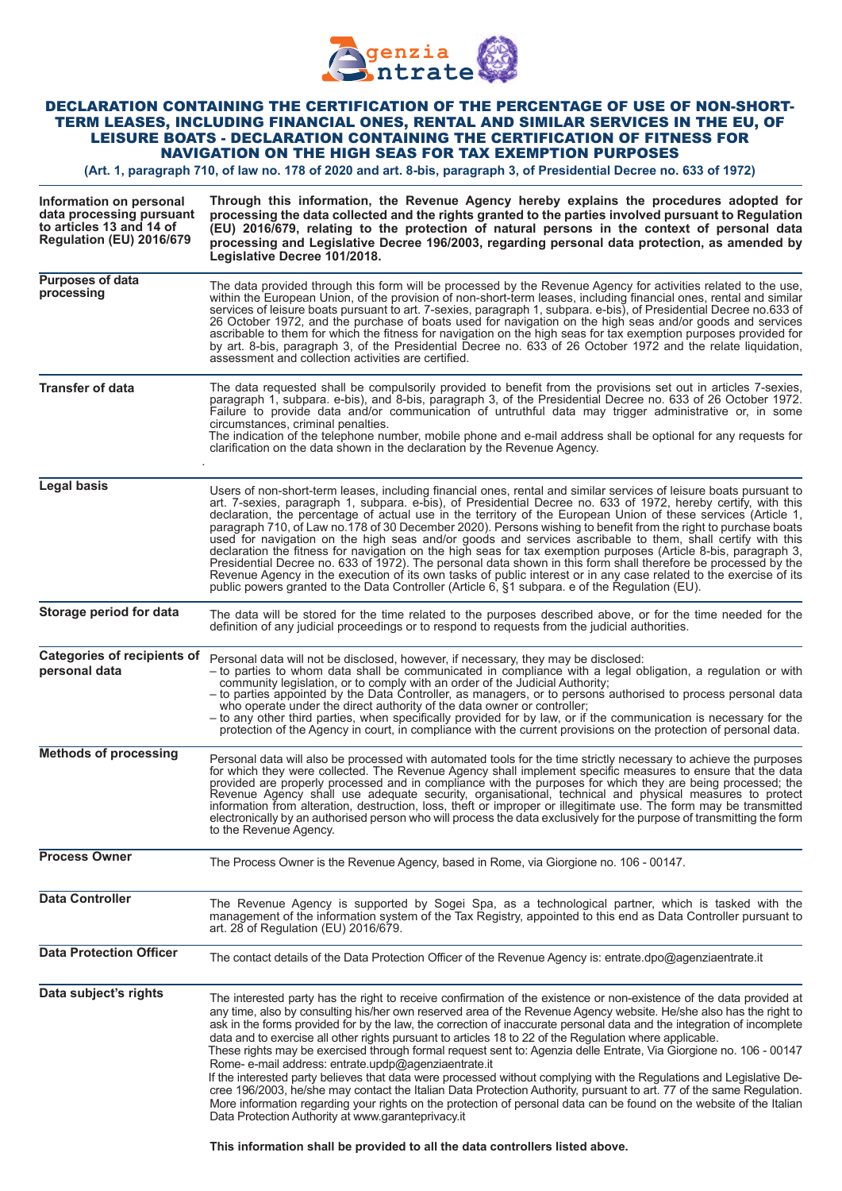# DECLARATION CONTAINING THE CERTIFICATION OF THE PERCENTAGE OF USE OF NON-SHORT-TERM LEASES, INCLUDING FINANCIAL ONES, RENTAL AND SIMILAR SERVICES IN THE EU, OF LEISURE BOATS - DECLARATION CONTAINING THE CERTIFICATION OF FITNESS FOR NAVIGATION ON THE HIGH SEAS FOR TAX EXEMPTION PURPOSES

**(Art. 1, paragraph 710, of law no. 178 of 2020 and art. 8-bis, paragraph 3, of Presidential Decree no. 633 of 1972)**

| | |
|---|---|
| **Information on personal data processing pursuant to articles 13 and 14 of Regulation (EU) 2016/679** | **Through this information, the Revenue Agency hereby explains the procedures adopted for processing the data collected and the rights granted to the parties involved pursuant to Regulation (EU) 2016/679, relating to the protection of natural persons in the context of personal data processing and Legislative Decree 196/2003, regarding personal data protection, as amended by Legislative Decree 101/2018.** |
| **Purposes of data processing** | The data provided through this form will be processed by the Revenue Agency for activities related to the use, within the European Union, of the provision of non-short-term leases, including financial ones, rental and similar services of leisure boats pursuant to art. 7-sexies, paragraph 1, subpara. e-bis), of Presidential Decree no.633 of 26 October 1972, and the purchase of boats used for navigation on the high seas and/or goods and services ascribable to them for which the fitness for navigation on the high seas for tax exemption purposes provided for by art. 8-bis, paragraph 3, of the Presidential Decree no. 633 of 26 October 1972 and the relate liquidation, assessment and collection activities are certified. |
| **Transfer of data** | The data requested shall be compulsorily provided to benefit from the provisions set out in articles 7-sexies, paragraph 1, subpara. e-bis), and 8-bis, paragraph 3, of the Presidential Decree no. 633 of 26 October 1972. Failure to provide data and/or communication of untruthful data may trigger administrative or, in some circumstances, criminal penalties.<br>The indication of the telephone number, mobile phone and e-mail address shall be optional for any requests for clarification on the data shown in the declaration by the Revenue Agency. |
| **Legal basis** | Users of non-short-term leases, including financial ones, rental and similar services of leisure boats pursuant to art. 7-sexies, paragraph 1, subpara. e-bis), of Presidential Decree no. 633 of 1972, hereby certify, with this declaration, the percentage of actual use in the territory of the European Union of these services (Article 1, paragraph 710, of Law no.178 of 30 December 2020). Persons wishing to benefit from the right to purchase boats used for navigation on the high seas and/or goods and services ascribable to them, shall certify with this declaration the fitness for navigation on the high seas for tax exemption purposes (Article 8-bis, paragraph 3, Presidential Decree no. 633 of 1972). The personal data shown in this form shall therefore be processed by the Revenue Agency in the execution of its own tasks of public interest or in any case related to the exercise of its public powers granted to the Data Controller (Article 6, §1 subpara. e of the Regulation (EU). |
| **Storage period for data** | The data will be stored for the time related to the purposes described above, or for the time needed for the definition of any judicial proceedings or to respond to requests from the judicial authorities. |
| **Categories of recipients of personal data** | Personal data will not be disclosed, however, if necessary, they may be disclosed:<br>– to parties to whom data shall be communicated in compliance with a legal obligation, a regulation or with community legislation, or to comply with an order of the Judicial Authority;<br>– to parties appointed by the Data Controller, as managers, or to persons authorised to process personal data who operate under the direct authority of the data owner or controller;<br>– to any other third parties, when specifically provided for by law, or if the communication is necessary for the protection of the Agency in court, in compliance with the current provisions on the protection of personal data. |
| **Methods of processing** | Personal data will also be processed with automated tools for the time strictly necessary to achieve the purposes for which they were collected. The Revenue Agency shall implement specific measures to ensure that the data provided are properly processed and in compliance with the purposes for which they are being processed; the Revenue Agency shall use adequate security, organisational, technical and physical measures to protect information from alteration, destruction, loss, theft or improper or illegitimate use. The form may be transmitted electronically by an authorised person who will process the data exclusively for the purpose of transmitting the form to the Revenue Agency. |
| **Process Owner** | The Process Owner is the Revenue Agency, based in Rome, via Giorgione no. 106 - 00147. |
| **Data Controller** | The Revenue Agency is supported by Sogei Spa, as a technological partner, which is tasked with the management of the information system of the Tax Registry, appointed to this end as Data Controller pursuant to art. 28 of Regulation (EU) 2016/679. |
| **Data Protection Officer** | The contact details of the Data Protection Officer of the Revenue Agency is: entrate.dpo@agenziaentrate.it |
| **Data subject's rights** | The interested party has the right to receive confirmation of the existence or non-existence of the data provided at any time, also by consulting his/her own reserved area of the Revenue Agency website. He/she also has the right to ask in the forms provided for by the law, the correction of inaccurate personal data and the integration of incomplete data and to exercise all other rights pursuant to articles 18 to 22 of the Regulation where applicable.<br>These rights may be exercised through formal request sent to: Agenzia delle Entrate, Via Giorgione no. 106 - 00147 Rome- e-mail address: entrate.updp@agenziaentrate.it<br>If the interested party believes that data were processed without complying with the Regulations and Legislative Decree 196/2003, he/she may contact the Italian Data Protection Authority, pursuant to art. 77 of the same Regulation. More information regarding your rights on the protection of personal data can be found on the website of the Italian Data Protection Authority at www.garanteprivacy.it |

**This information shall be provided to all the data controllers listed above.**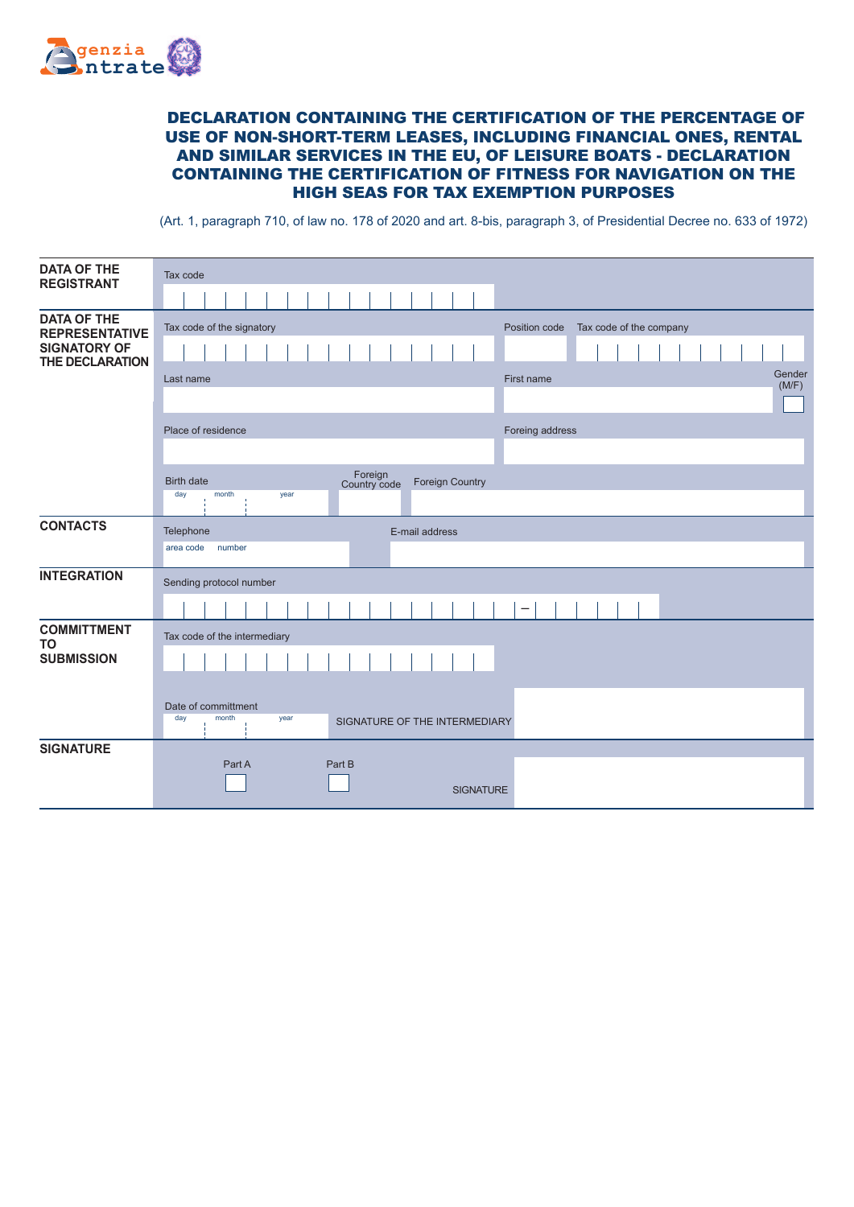Agenzia Entrate

# DECLARATION CONTAINING THE CERTIFICATION OF THE PERCENTAGE OF USE OF NON-SHORT-TERM LEASES, INCLUDING FINANCIAL ONES, RENTAL AND SIMILAR SERVICES IN THE EU, OF LEISURE BOATS - DECLARATION CONTAINING THE CERTIFICATION OF FITNESS FOR NAVIGATION ON THE HIGH SEAS FOR TAX EXEMPTION PURPOSES

(Art. 1, paragraph 710, of law no. 178 of 2020 and art. 8-bis, paragraph 3, of Presidential Decree no. 633 of 1972)

**DATA OF THE REGISTRANT**

Tax code

**DATA OF THE REPRESENTATIVE SIGNATORY OF THE DECLARATION**

Tax code of the signatory | Position code | Tax code of the company

Last name | First name | Gender (M/F)

Place of residence | Foreing address

Birth date (day, month, year) | Foreign Country code | Foreign Country

**CONTACTS**

Telephone (area code, number) | E-mail address

**INTEGRATION**

Sending protocol number —

**COMMITTMENT TO SUBMISSION**

Tax code of the intermediary

Date of committment (day, month, year) | SIGNATURE OF THE INTERMEDIARY

**SIGNATURE**

Part A | Part B | SIGNATURE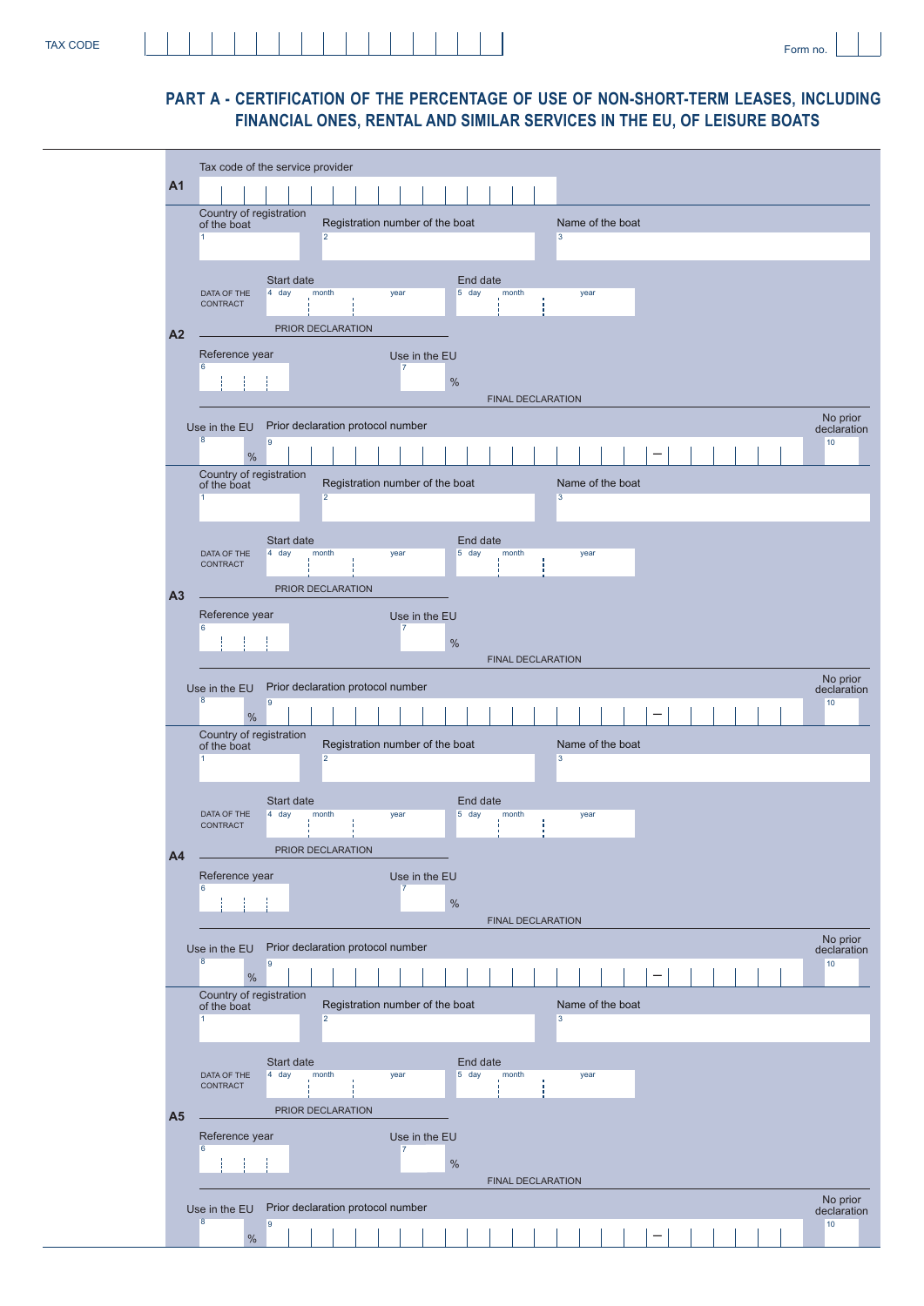TAX CODE

Form no.

## PART A - CERTIFICATION OF THE PERCENTAGE OF USE OF NON-SHORT-TERM LEASES, INCLUDING FINANCIAL ONES, RENTAL AND SIMILAR SERVICES IN THE EU, OF LEISURE BOATS

**A1**

Tax code of the service provider

**A2**

| Country of registration of the boat | Registration number of the boat | Name of the boat |
|---|---|---|
| 1 | 2 | 3 |

DATA OF THE CONTRACT

| | Start date | End date |
|---|---|---|
| | 4 day / month / year | 5 day / month / year |

PRIOR DECLARATION

| Reference year | Use in the EU |
|---|---|
| 6 | 7 % |

FINAL DECLARATION

| Use in the EU | Prior declaration protocol number | No prior declaration |
|---|---|---|
| 8 % | 9 – | 10 |

**A3**

| Country of registration of the boat | Registration number of the boat | Name of the boat |
|---|---|---|
| 1 | 2 | 3 |

DATA OF THE CONTRACT

| | Start date | End date |
|---|---|---|
| | 4 day / month / year | 5 day / month / year |

PRIOR DECLARATION

| Reference year | Use in the EU |
|---|---|
| 6 | 7 % |

FINAL DECLARATION

| Use in the EU | Prior declaration protocol number | No prior declaration |
|---|---|---|
| 8 % | 9 – | 10 |

**A4**

| Country of registration of the boat | Registration number of the boat | Name of the boat |
|---|---|---|
| 1 | 2 | 3 |

DATA OF THE CONTRACT

| | Start date | End date |
|---|---|---|
| | 4 day / month / year | 5 day / month / year |

PRIOR DECLARATION

| Reference year | Use in the EU |
|---|---|
| 6 | 7 % |

FINAL DECLARATION

| Use in the EU | Prior declaration protocol number | No prior declaration |
|---|---|---|
| 8 % | 9 – | 10 |

**A5**

| Country of registration of the boat | Registration number of the boat | Name of the boat |
|---|---|---|
| 1 | 2 | 3 |

DATA OF THE CONTRACT

| | Start date | End date |
|---|---|---|
| | 4 day / month / year | 5 day / month / year |

PRIOR DECLARATION

| Reference year | Use in the EU |
|---|---|
| 6 | 7 % |

FINAL DECLARATION

| Use in the EU | Prior declaration protocol number | No prior declaration |
|---|---|---|
| 8 % | 9 – | 10 |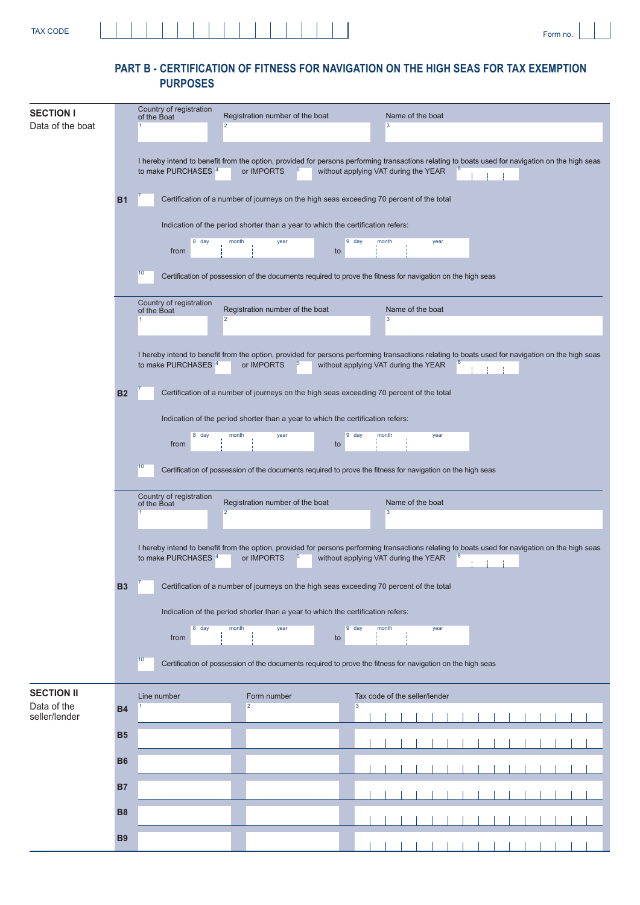TAX CODE | | | | | | | | | | | | | | | | |

Form no. | | |

## PART B - CERTIFICATION OF FITNESS FOR NAVIGATION ON THE HIGH SEAS FOR TAX EXEMPTION PURPOSES

### SECTION I
Data of the boat

**B1**

| Country of registration of the Boat | Registration number of the boat | Name of the boat |
|---|---|---|
| 1 | 2 | 3 |

I hereby intend to benefit from the option, provided for persons performing transactions relating to boats used for navigation on the high seas to make PURCHASES [4] or IMPORTS [5] without applying VAT during the YEAR [6]

[7] Certification of a number of journeys on the high seas exceeding 70 percent of the total

Indication of the period shorter than a year to which the certification refers:

from [8] day | month | year to [9] day | month | year

[10] Certification of possession of the documents required to prove the fitness for navigation on the high seas

**B2**

| Country of registration of the Boat | Registration number of the boat | Name of the boat |
|---|---|---|
| 1 | 2 | 3 |

I hereby intend to benefit from the option, provided for persons performing transactions relating to boats used for navigation on the high seas to make PURCHASES [4] or IMPORTS [5] without applying VAT during the YEAR [6]

[7] Certification of a number of journeys on the high seas exceeding 70 percent of the total

Indication of the period shorter than a year to which the certification refers:

from [8] day | month | year to [9] day | month | year

[10] Certification of possession of the documents required to prove the fitness for navigation on the high seas

**B3**

| Country of registration of the Boat | Registration number of the boat | Name of the boat |
|---|---|---|
| 1 | 2 | 3 |

I hereby intend to benefit from the option, provided for persons performing transactions relating to boats used for navigation on the high seas to make PURCHASES [4] or IMPORTS [5] without applying VAT during the YEAR [6]

[7] Certification of a number of journeys on the high seas exceeding 70 percent of the total

Indication of the period shorter than a year to which the certification refers:

from [8] day | month | year to [9] day | month | year

[10] Certification of possession of the documents required to prove the fitness for navigation on the high seas

### SECTION II
Data of the seller/lender

| | Line number | Form number | Tax code of the seller/lender |
|---|---|---|---|
| **B4** | 1 | 2 | 3 |
| **B5** | | | |
| **B6** | | | |
| **B7** | | | |
| **B8** | | | |
| **B9** | | | |